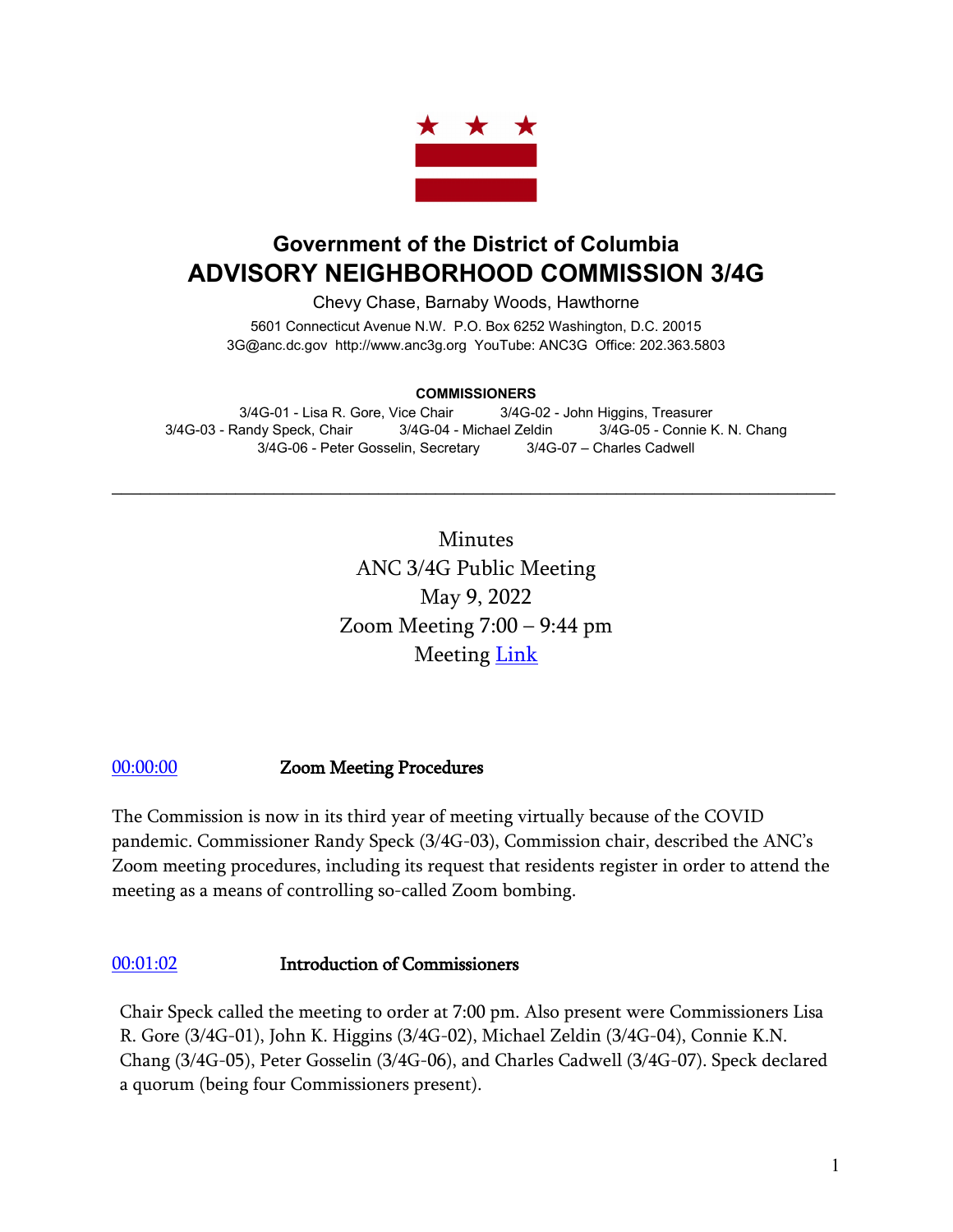# Government of the District of Columbia

# ADVISORY NEIGHBORHOOD COMMISSION 3/4G

Chevy Chase, Barnaby Woods, Hawthorne

5601 Connecticut Avenue N.W. P.O. Box 6252 Washington, D.C. 20015
3G@anc.dc.gov http://www.anc3g.org YouTube: ANC3G Office: 202.363.5803

**COMMISSIONERS**

3/4G-01 - Lisa R. Gore, Vice Chair 3/4G-02 - John Higgins, Treasurer
3/4G-03 - Randy Speck, Chair 3/4G-04 - Michael Zeldin 3/4G-05 - Connie K. N. Chang
3/4G-06 - Peter Gosselin, Secretary 3/4G-07 – Charles Cadwell

---

Minutes
ANC 3/4G Public Meeting
May 9, 2022
Zoom Meeting 7:00 – 9:44 pm
Meeting Link

## 00:00:00 Zoom Meeting Procedures

The Commission is now in its third year of meeting virtually because of the COVID pandemic. Commissioner Randy Speck (3/4G-03), Commission chair, described the ANC's Zoom meeting procedures, including its request that residents register in order to attend the meeting as a means of controlling so-called Zoom bombing.

## 00:01:02 Introduction of Commissioners

Chair Speck called the meeting to order at 7:00 pm. Also present were Commissioners Lisa R. Gore (3/4G-01), John K. Higgins (3/4G-02), Michael Zeldin (3/4G-04), Connie K.N. Chang (3/4G-05), Peter Gosselin (3/4G-06), and Charles Cadwell (3/4G-07). Speck declared a quorum (being four Commissioners present).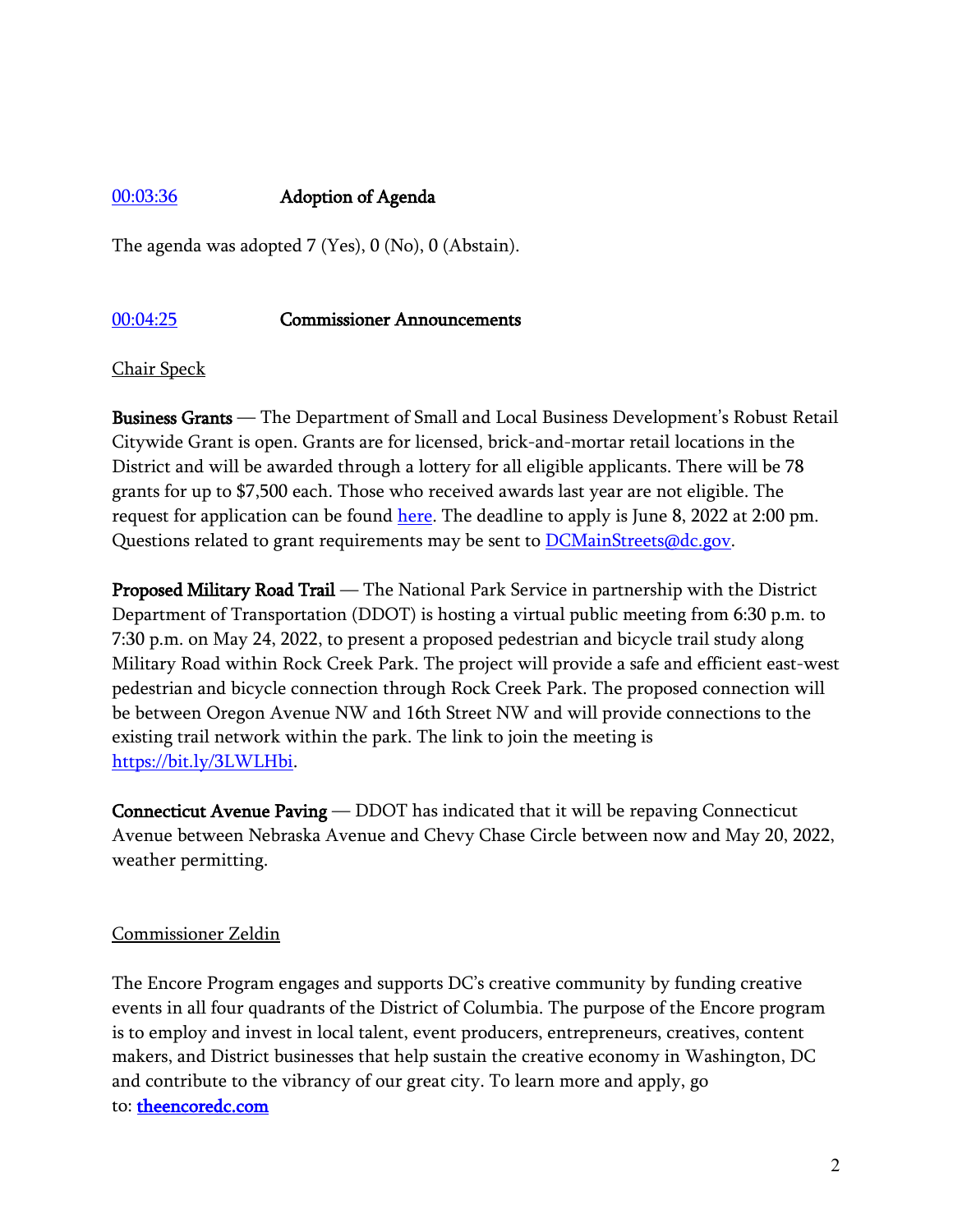[00:03:36] **Adoption of Agenda**

The agenda was adopted 7 (Yes), 0 (No), 0 (Abstain).

[00:04:25] **Commissioner Announcements**

Chair Speck

**Business Grants** — The Department of Small and Local Business Development's Robust Retail Citywide Grant is open. Grants are for licensed, brick-and-mortar retail locations in the District and will be awarded through a lottery for all eligible applicants. There will be 78 grants for up to $7,500 each. Those who received awards last year are not eligible. The request for application can be found here. The deadline to apply is June 8, 2022 at 2:00 pm. Questions related to grant requirements may be sent to DCMainStreets@dc.gov.

**Proposed Military Road Trail** — The National Park Service in partnership with the District Department of Transportation (DDOT) is hosting a virtual public meeting from 6:30 p.m. to 7:30 p.m. on May 24, 2022, to present a proposed pedestrian and bicycle trail study along Military Road within Rock Creek Park. The project will provide a safe and efficient east-west pedestrian and bicycle connection through Rock Creek Park. The proposed connection will be between Oregon Avenue NW and 16th Street NW and will provide connections to the existing trail network within the park. The link to join the meeting is https://bit.ly/3LWLHbi.

**Connecticut Avenue Paving** — DDOT has indicated that it will be repaving Connecticut Avenue between Nebraska Avenue and Chevy Chase Circle between now and May 20, 2022, weather permitting.

Commissioner Zeldin

The Encore Program engages and supports DC's creative community by funding creative events in all four quadrants of the District of Columbia. The purpose of the Encore program is to employ and invest in local talent, event producers, entrepreneurs, creatives, content makers, and District businesses that help sustain the creative economy in Washington, DC and contribute to the vibrancy of our great city. To learn more and apply, go to: **theencoredc.com**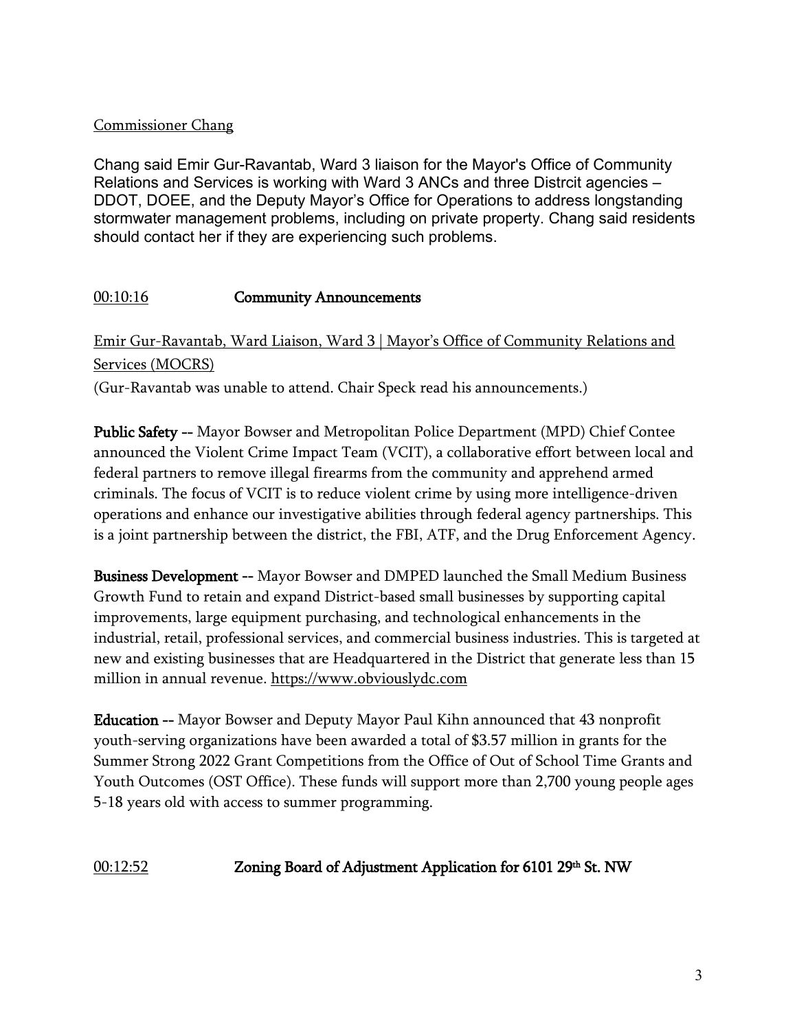Commissioner Chang

Chang said Emir Gur-Ravantab, Ward 3 liaison for the Mayor's Office of Community Relations and Services is working with Ward 3 ANCs and three Distrcit agencies – DDOT, DOEE, and the Deputy Mayor's Office for Operations to address longstanding stormwater management problems, including on private property. Chang said residents should contact her if they are experiencing such problems.

## 00:10:16 **Community Announcements**

Emir Gur-Ravantab, Ward Liaison, Ward 3 | Mayor's Office of Community Relations and Services (MOCRS)

(Gur-Ravantab was unable to attend. Chair Speck read his announcements.)

**Public Safety** -- Mayor Bowser and Metropolitan Police Department (MPD) Chief Contee announced the Violent Crime Impact Team (VCIT), a collaborative effort between local and federal partners to remove illegal firearms from the community and apprehend armed criminals. The focus of VCIT is to reduce violent crime by using more intelligence-driven operations and enhance our investigative abilities through federal agency partnerships. This is a joint partnership between the district, the FBI, ATF, and the Drug Enforcement Agency.

**Business Development** -- Mayor Bowser and DMPED launched the Small Medium Business Growth Fund to retain and expand District-based small businesses by supporting capital improvements, large equipment purchasing, and technological enhancements in the industrial, retail, professional services, and commercial business industries. This is targeted at new and existing businesses that are Headquartered in the District that generate less than 15 million in annual revenue. https://www.obviouslydc.com

**Education** -- Mayor Bowser and Deputy Mayor Paul Kihn announced that 43 nonprofit youth-serving organizations have been awarded a total of $3.57 million in grants for the Summer Strong 2022 Grant Competitions from the Office of Out of School Time Grants and Youth Outcomes (OST Office). These funds will support more than 2,700 young people ages 5-18 years old with access to summer programming.

## 00:12:52 **Zoning Board of Adjustment Application for 6101 29th St. NW**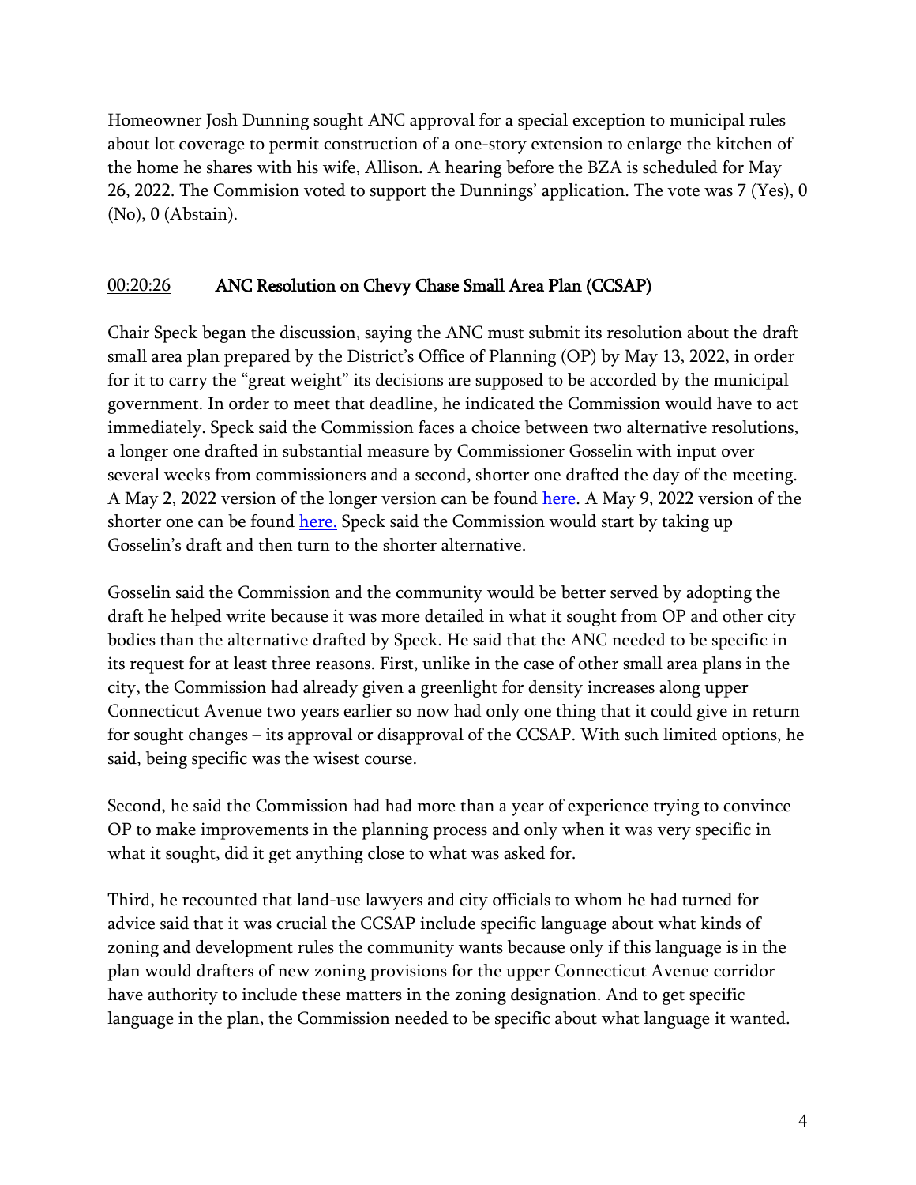Homeowner Josh Dunning sought ANC approval for a special exception to municipal rules about lot coverage to permit construction of a one-story extension to enlarge the kitchen of the home he shares with his wife, Allison. A hearing before the BZA is scheduled for May 26, 2022. The Commision voted to support the Dunnings' application. The vote was 7 (Yes), 0 (No), 0 (Abstain).

## 00:20:26 ANC Resolution on Chevy Chase Small Area Plan (CCSAP)

Chair Speck began the discussion, saying the ANC must submit its resolution about the draft small area plan prepared by the District's Office of Planning (OP) by May 13, 2022, in order for it to carry the "great weight" its decisions are supposed to be accorded by the municipal government. In order to meet that deadline, he indicated the Commission would have to act immediately. Speck said the Commission faces a choice between two alternative resolutions, a longer one drafted in substantial measure by Commissioner Gosselin with input over several weeks from commissioners and a second, shorter one drafted the day of the meeting. A May 2, 2022 version of the longer version can be found here. A May 9, 2022 version of the shorter one can be found here. Speck said the Commission would start by taking up Gosselin's draft and then turn to the shorter alternative.

Gosselin said the Commission and the community would be better served by adopting the draft he helped write because it was more detailed in what it sought from OP and other city bodies than the alternative drafted by Speck. He said that the ANC needed to be specific in its request for at least three reasons. First, unlike in the case of other small area plans in the city, the Commission had already given a greenlight for density increases along upper Connecticut Avenue two years earlier so now had only one thing that it could give in return for sought changes – its approval or disapproval of the CCSAP. With such limited options, he said, being specific was the wisest course.

Second, he said the Commission had had more than a year of experience trying to convince OP to make improvements in the planning process and only when it was very specific in what it sought, did it get anything close to what was asked for.

Third, he recounted that land-use lawyers and city officials to whom he had turned for advice said that it was crucial the CCSAP include specific language about what kinds of zoning and development rules the community wants because only if this language is in the plan would drafters of new zoning provisions for the upper Connecticut Avenue corridor have authority to include these matters in the zoning designation. And to get specific language in the plan, the Commission needed to be specific about what language it wanted.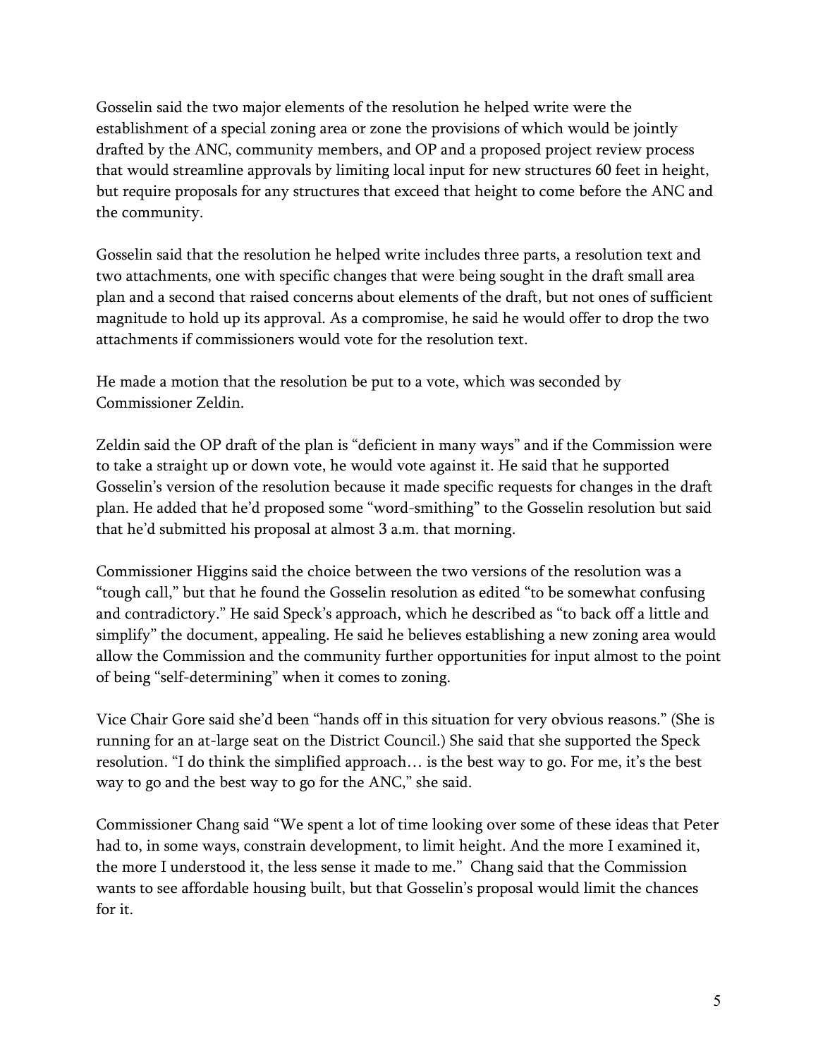Gosselin said the two major elements of the resolution he helped write were the establishment of a special zoning area or zone the provisions of which would be jointly drafted by the ANC, community members, and OP and a proposed project review process that would streamline approvals by limiting local input for new structures 60 feet in height, but require proposals for any structures that exceed that height to come before the ANC and the community.

Gosselin said that the resolution he helped write includes three parts, a resolution text and two attachments, one with specific changes that were being sought in the draft small area plan and a second that raised concerns about elements of the draft, but not ones of sufficient magnitude to hold up its approval. As a compromise, he said he would offer to drop the two attachments if commissioners would vote for the resolution text.

He made a motion that the resolution be put to a vote, which was seconded by Commissioner Zeldin.

Zeldin said the OP draft of the plan is "deficient in many ways" and if the Commission were to take a straight up or down vote, he would vote against it. He said that he supported Gosselin's version of the resolution because it made specific requests for changes in the draft plan. He added that he'd proposed some "word-smithing" to the Gosselin resolution but said that he'd submitted his proposal at almost 3 a.m. that morning.

Commissioner Higgins said the choice between the two versions of the resolution was a "tough call," but that he found the Gosselin resolution as edited "to be somewhat confusing and contradictory." He said Speck's approach, which he described as "to back off a little and simplify" the document, appealing. He said he believes establishing a new zoning area would allow the Commission and the community further opportunities for input almost to the point of being "self-determining" when it comes to zoning.

Vice Chair Gore said she'd been "hands off in this situation for very obvious reasons." (She is running for an at-large seat on the District Council.) She said that she supported the Speck resolution. "I do think the simplified approach… is the best way to go. For me, it's the best way to go and the best way to go for the ANC," she said.

Commissioner Chang said "We spent a lot of time looking over some of these ideas that Peter had to, in some ways, constrain development, to limit height. And the more I examined it, the more I understood it, the less sense it made to me." Chang said that the Commission wants to see affordable housing built, but that Gosselin's proposal would limit the chances for it.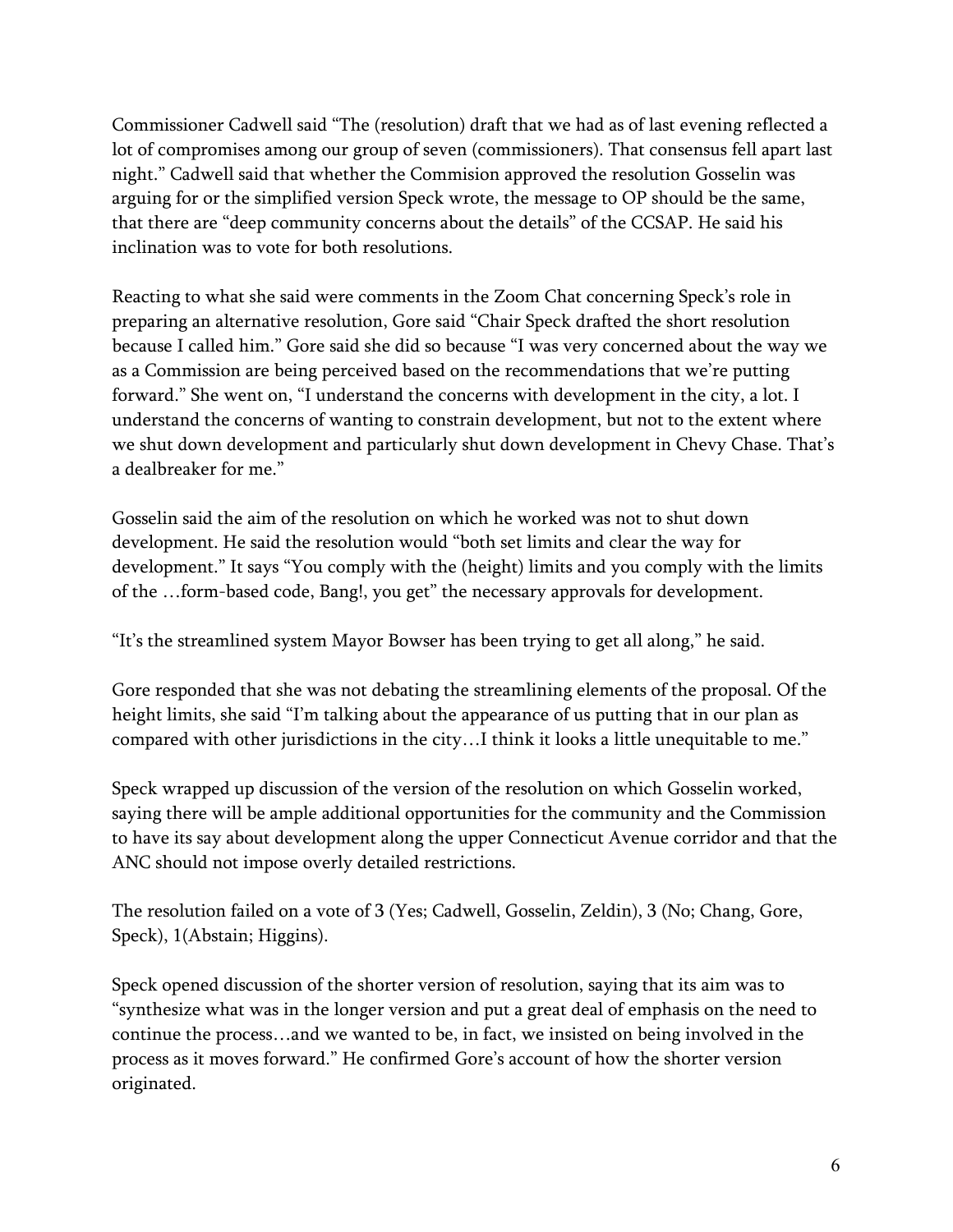Commissioner Cadwell said "The (resolution) draft that we had as of last evening reflected a lot of compromises among our group of seven (commissioners). That consensus fell apart last night." Cadwell said that whether the Commision approved the resolution Gosselin was arguing for or the simplified version Speck wrote, the message to OP should be the same, that there are "deep community concerns about the details" of the CCSAP. He said his inclination was to vote for both resolutions.

Reacting to what she said were comments in the Zoom Chat concerning Speck's role in preparing an alternative resolution, Gore said "Chair Speck drafted the short resolution because I called him." Gore said she did so because "I was very concerned about the way we as a Commission are being perceived based on the recommendations that we're putting forward." She went on, "I understand the concerns with development in the city, a lot. I understand the concerns of wanting to constrain development, but not to the extent where we shut down development and particularly shut down development in Chevy Chase. That's a dealbreaker for me."

Gosselin said the aim of the resolution on which he worked was not to shut down development. He said the resolution would "both set limits and clear the way for development." It says "You comply with the (height) limits and you comply with the limits of the …form-based code, Bang!, you get" the necessary approvals for development.

"It's the streamlined system Mayor Bowser has been trying to get all along," he said.

Gore responded that she was not debating the streamlining elements of the proposal. Of the height limits, she said "I'm talking about the appearance of us putting that in our plan as compared with other jurisdictions in the city…I think it looks a little unequitable to me."

Speck wrapped up discussion of the version of the resolution on which Gosselin worked, saying there will be ample additional opportunities for the community and the Commission to have its say about development along the upper Connecticut Avenue corridor and that the ANC should not impose overly detailed restrictions.

The resolution failed on a vote of 3 (Yes; Cadwell, Gosselin, Zeldin), 3 (No; Chang, Gore, Speck), 1(Abstain; Higgins).

Speck opened discussion of the shorter version of resolution, saying that its aim was to "synthesize what was in the longer version and put a great deal of emphasis on the need to continue the process…and we wanted to be, in fact, we insisted on being involved in the process as it moves forward." He confirmed Gore's account of how the shorter version originated.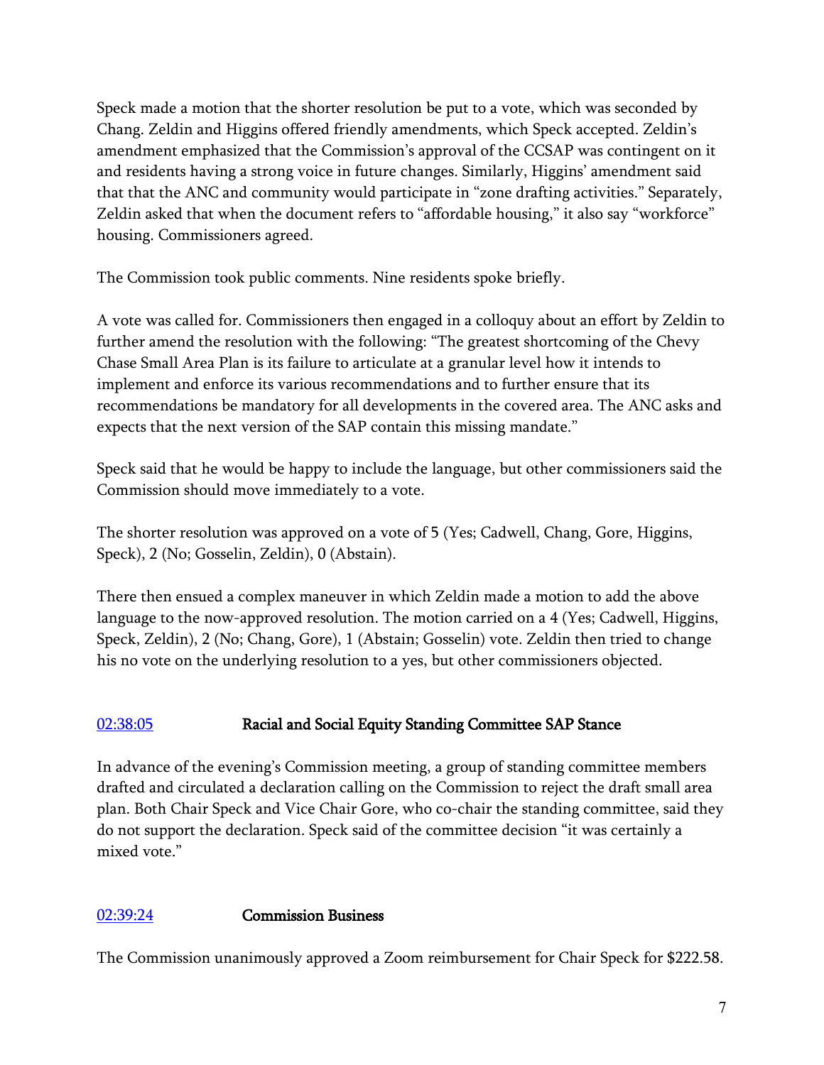Speck made a motion that the shorter resolution be put to a vote, which was seconded by Chang. Zeldin and Higgins offered friendly amendments, which Speck accepted. Zeldin's amendment emphasized that the Commission's approval of the CCSAP was contingent on it and residents having a strong voice in future changes. Similarly, Higgins' amendment said that that the ANC and community would participate in "zone drafting activities." Separately, Zeldin asked that when the document refers to "affordable housing," it also say "workforce" housing. Commissioners agreed.

The Commission took public comments. Nine residents spoke briefly.

A vote was called for. Commissioners then engaged in a colloquy about an effort by Zeldin to further amend the resolution with the following: "The greatest shortcoming of the Chevy Chase Small Area Plan is its failure to articulate at a granular level how it intends to implement and enforce its various recommendations and to further ensure that its recommendations be mandatory for all developments in the covered area. The ANC asks and expects that the next version of the SAP contain this missing mandate."

Speck said that he would be happy to include the language, but other commissioners said the Commission should move immediately to a vote.

The shorter resolution was approved on a vote of 5 (Yes; Cadwell, Chang, Gore, Higgins, Speck), 2 (No; Gosselin, Zeldin), 0 (Abstain).

There then ensued a complex maneuver in which Zeldin made a motion to add the above language to the now-approved resolution. The motion carried on a 4 (Yes; Cadwell, Higgins, Speck, Zeldin), 2 (No; Chang, Gore), 1 (Abstain; Gosselin) vote. Zeldin then tried to change his no vote on the underlying resolution to a yes, but other commissioners objected.

## [02:38:05] Racial and Social Equity Standing Committee SAP Stance

In advance of the evening's Commission meeting, a group of standing committee members drafted and circulated a declaration calling on the Commission to reject the draft small area plan. Both Chair Speck and Vice Chair Gore, who co-chair the standing committee, said they do not support the declaration. Speck said of the committee decision "it was certainly a mixed vote."

## [02:39:24] Commission Business

The Commission unanimously approved a Zoom reimbursement for Chair Speck for $222.58.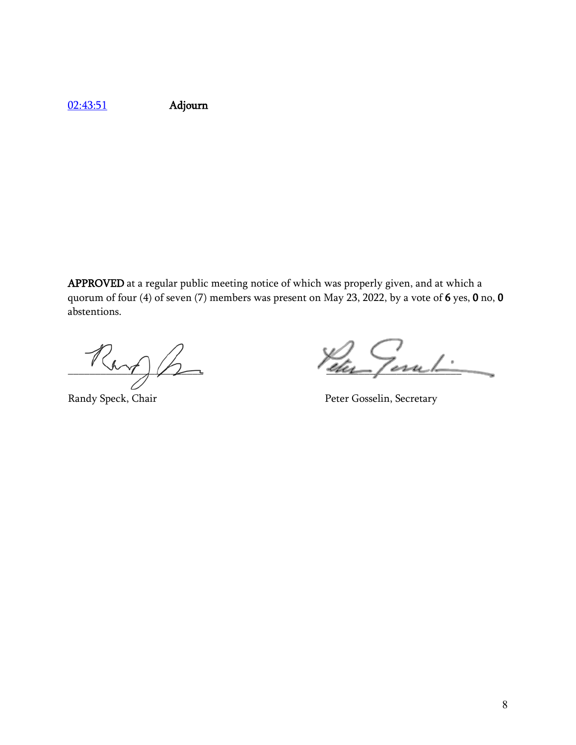02:43:51 **Adjourn**

**APPROVED** at a regular public meeting notice of which was properly given, and at which a quorum of four (4) of seven (7) members was present on May 23, 2022, by a vote of **6** yes, **0** no, **0** abstentions.

\_\_\_\_\_\_\_\_\_\_\_\_\_\_\_\_\_\_\_\_\_\_\_\_\_ \_\_\_\_\_\_\_\_\_\_\_\_\_\_\_\_\_\_\_\_\_\_\_\_\_

Randy Speck, Chair Peter Gosselin, Secretary